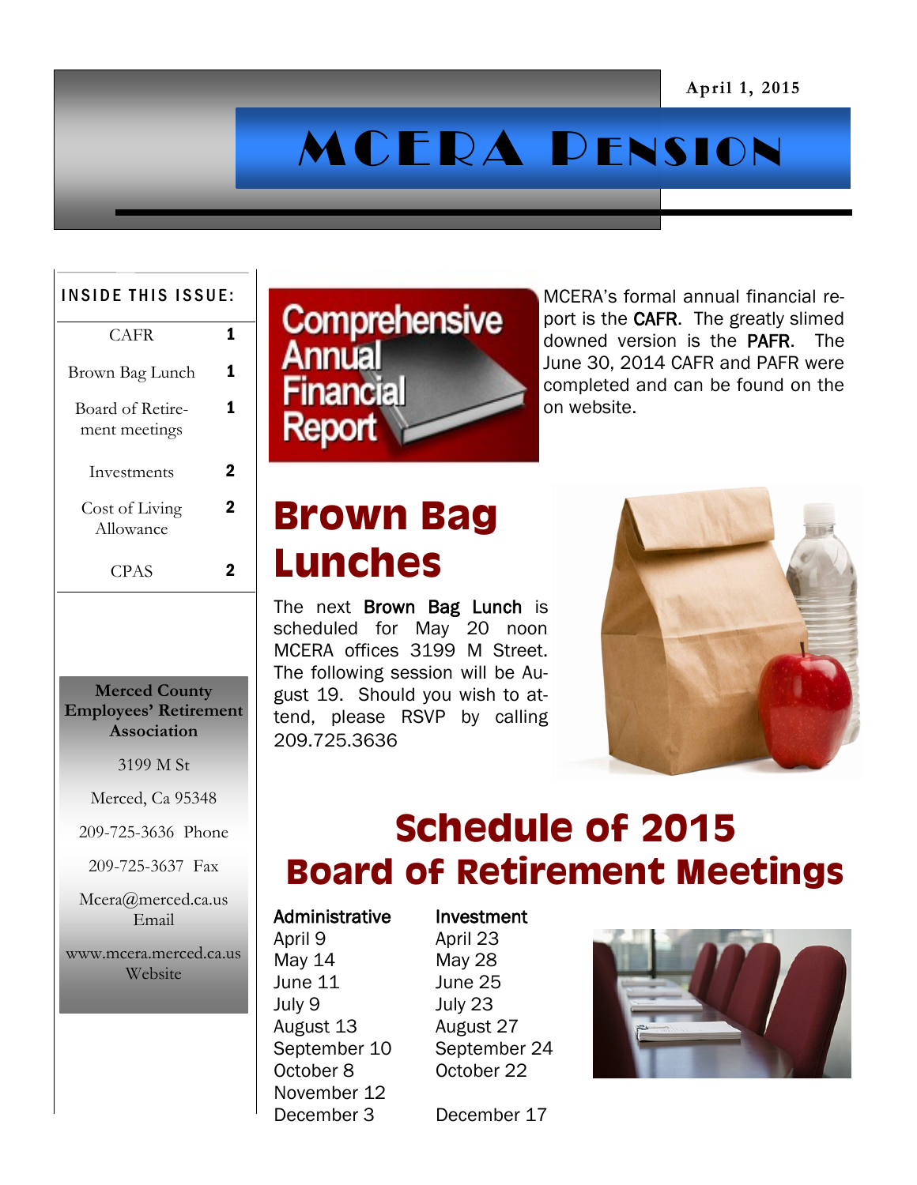April 1, 2015

# MCERA Pension

**INSIDE THIS ISSUE:**

| | |
|---|---|
| CAFR | 1 |
| Brown Bag Lunch | 1 |
| Board of Retirement meetings | 1 |
| Investments | 2 |
| Cost of Living Allowance | 2 |
| CPAS | 2 |

**Merced County Employees' Retirement Association**

3199 M St

Merced, Ca 95348

209-725-3636 Phone

209-725-3637 Fax

Mcera@merced.ca.us Email

www.mcera.merced.ca.us Website

## Comprehensive Annual Financial Report

MCERA's formal annual financial report is the CAFR. The greatly slimed downed version is the PAFR. The June 30, 2014 CAFR and PAFR were completed and can be found on the on website.

## Brown Bag Lunches

The next **Brown Bag Lunch** is scheduled for May 20 noon MCERA offices 3199 M Street. The following session will be August 19. Should you wish to attend, please RSVP by calling 209.725.3636

## Schedule of 2015 Board of Retirement Meetings

| Administrative | Investment |
|---|---|
| April 9 | April 23 |
| May 14 | May 28 |
| June 11 | June 25 |
| July 9 | July 23 |
| August 13 | August 27 |
| September 10 | September 24 |
| October 8 | October 22 |
| November 12 | |
| December 3 | December 17 |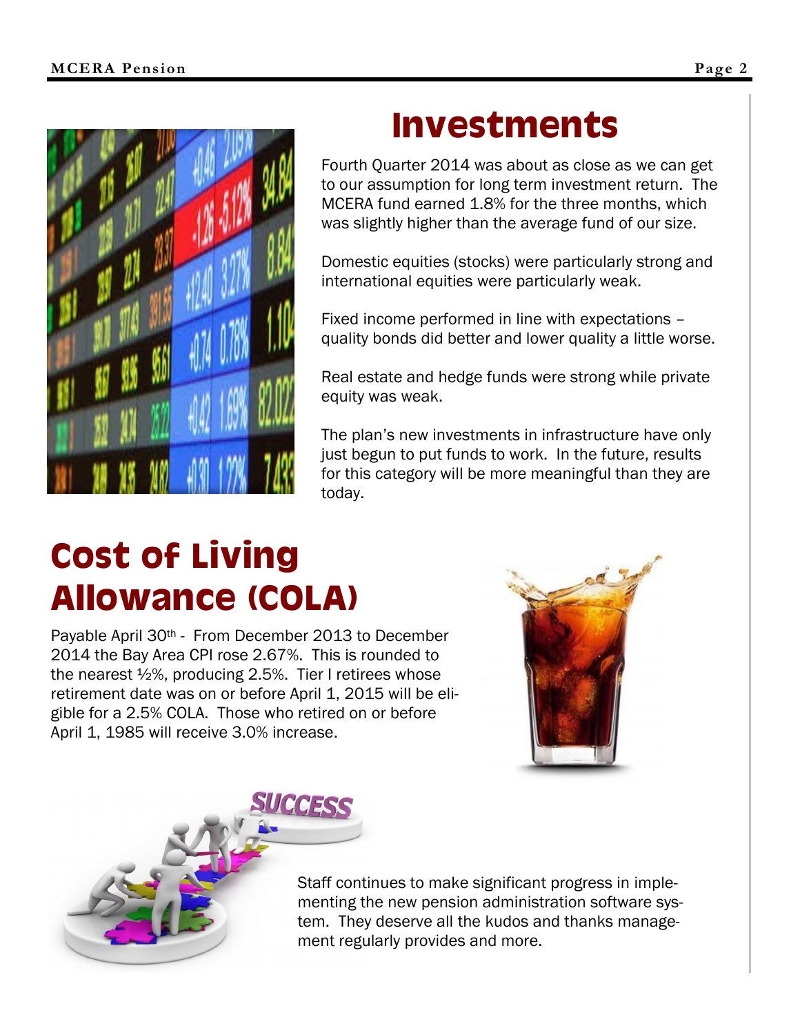# Investments

Fourth Quarter 2014 was about as close as we can get to our assumption for long term investment return. The MCERA fund earned 1.8% for the three months, which was slightly higher than the average fund of our size.

Domestic equities (stocks) were particularly strong and international equities were particularly weak.

Fixed income performed in line with expectations – quality bonds did better and lower quality a little worse.

Real estate and hedge funds were strong while private equity was weak.

The plan's new investments in infrastructure have only just begun to put funds to work. In the future, results for this category will be more meaningful than they are today.

# Cost of Living Allowance (COLA)

Payable April 30th - From December 2013 to December 2014 the Bay Area CPI rose 2.67%. This is rounded to the nearest ½%, producing 2.5%. Tier I retirees whose retirement date was on or before April 1, 2015 will be eligible for a 2.5% COLA. Those who retired on or before April 1, 1985 will receive 3.0% increase.

Staff continues to make significant progress in implementing the new pension administration software system. They deserve all the kudos and thanks management regularly provides and more.